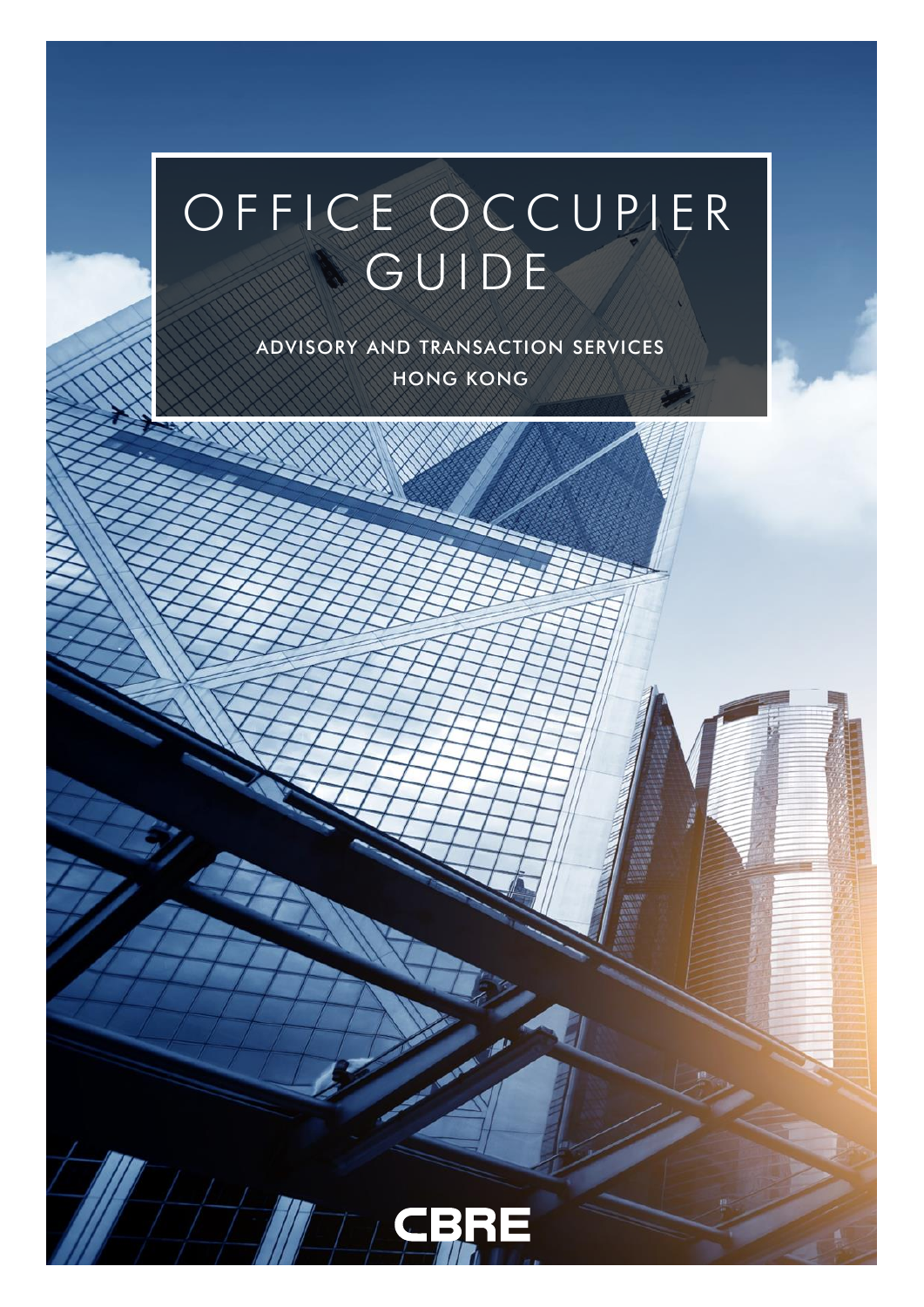# OFFICE OCCUPIER GUIDE

ADVISORY AND TRANSACTION SERVICES

HONG KONG

CBRE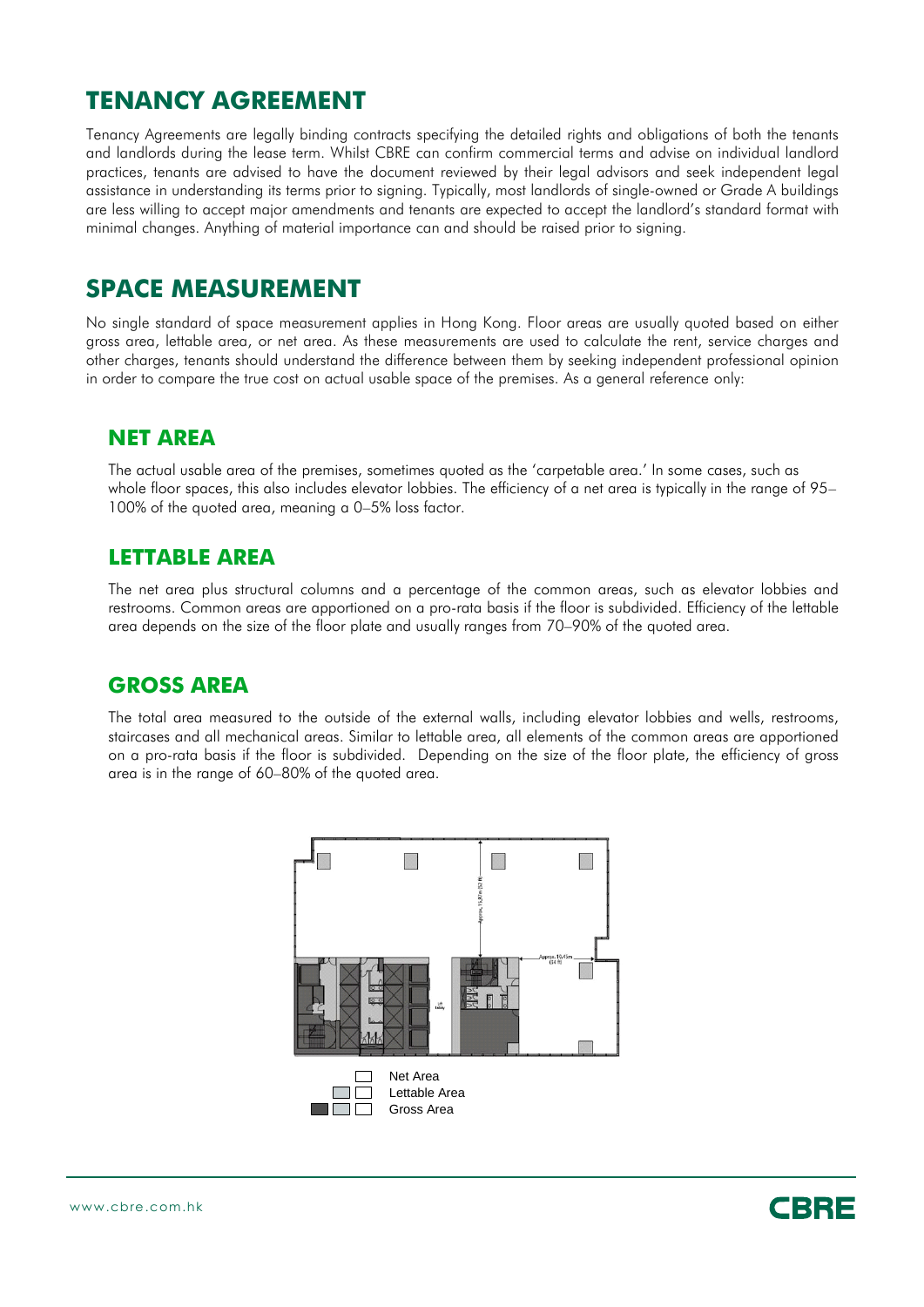# TENANCY AGREEMENT

Tenancy Agreements are legally binding contracts specifying the detailed rights and obligations of both the tenants and landlords during the lease term. Whilst CBRE can confirm commercial terms and advise on individual landlord practices, tenants are advised to have the document reviewed by their legal advisors and seek independent legal assistance in understanding its terms prior to signing. Typically, most landlords of single-owned or Grade A buildings are less willing to accept major amendments and tenants are expected to accept the landlord's standard format with minimal changes. Anything of material importance can and should be raised prior to signing.

# SPACE MEASUREMENT

No single standard of space measurement applies in Hong Kong. Floor areas are usually quoted based on either gross area, lettable area, or net area. As these measurements are used to calculate the rent, service charges and other charges, tenants should understand the difference between them by seeking independent professional opinion in order to compare the true cost on actual usable space of the premises. As a general reference only:

## NET AREA

The actual usable area of the premises, sometimes quoted as the 'carpetable area.' In some cases, such as whole floor spaces, this also includes elevator lobbies. The efficiency of a net area is typically in the range of 95–100% of the quoted area, meaning a 0–5% loss factor.

## LETTABLE AREA

The net area plus structural columns and a percentage of the common areas, such as elevator lobbies and restrooms. Common areas are apportioned on a pro-rata basis if the floor is subdivided. Efficiency of the lettable area depends on the size of the floor plate and usually ranges from 70–90% of the quoted area.

## GROSS AREA

The total area measured to the outside of the external walls, including elevator lobbies and wells, restrooms, staircases and all mechanical areas. Similar to lettable area, all elements of the common areas are apportioned on a pro-rata basis if the floor is subdivided. Depending on the size of the floor plate, the efficiency of gross area is in the range of 60–80% of the quoted area.

Net Area
Lettable Area
Gross Area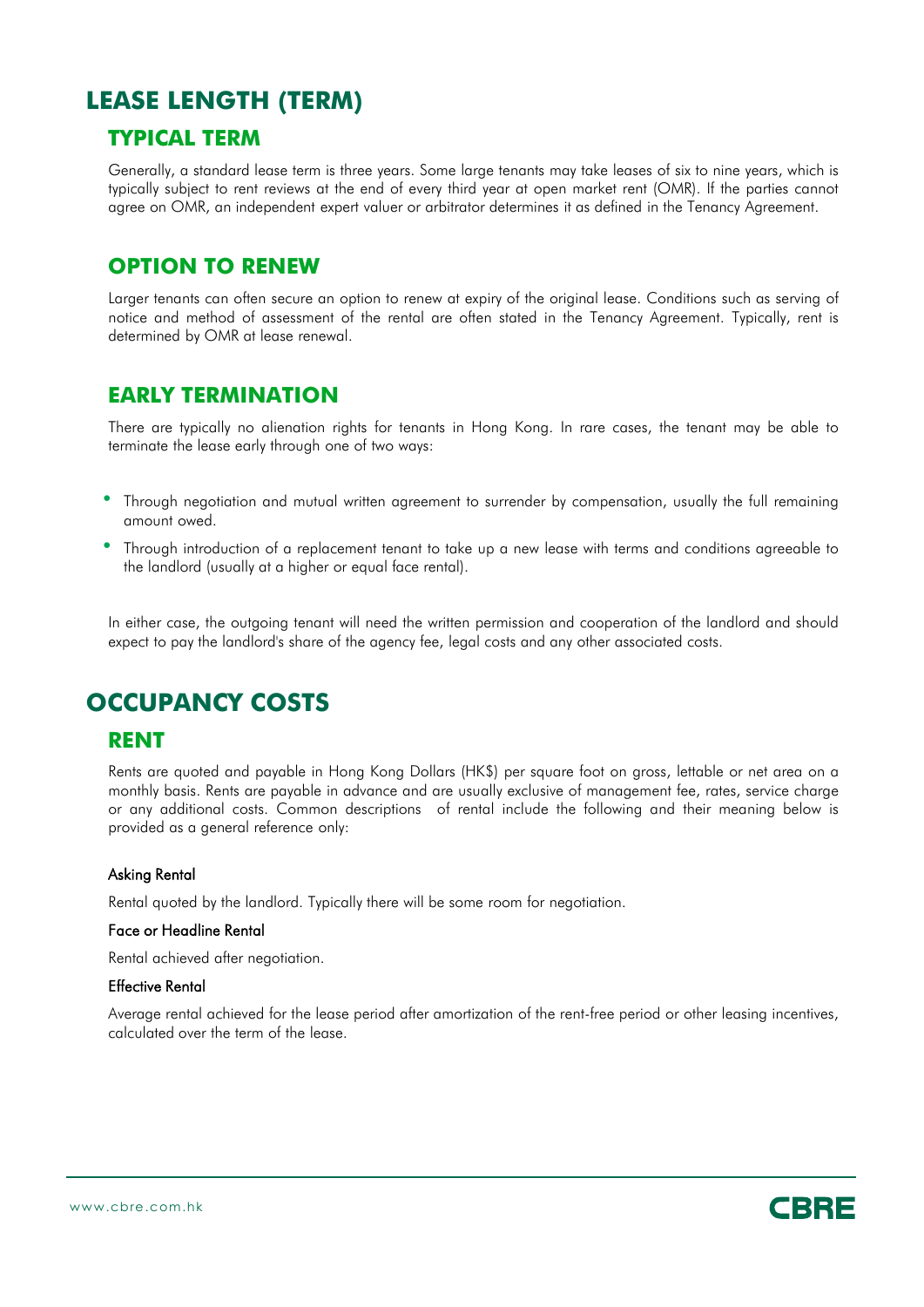# LEASE LENGTH (TERM)

## TYPICAL TERM

Generally, a standard lease term is three years. Some large tenants may take leases of six to nine years, which is typically subject to rent reviews at the end of every third year at open market rent (OMR). If the parties cannot agree on OMR, an independent expert valuer or arbitrator determines it as defined in the Tenancy Agreement.

## OPTION TO RENEW

Larger tenants can often secure an option to renew at expiry of the original lease. Conditions such as serving of notice and method of assessment of the rental are often stated in the Tenancy Agreement. Typically, rent is determined by OMR at lease renewal.

## EARLY TERMINATION

There are typically no alienation rights for tenants in Hong Kong. In rare cases, the tenant may be able to terminate the lease early through one of two ways:

- Through negotiation and mutual written agreement to surrender by compensation, usually the full remaining amount owed.
- Through introduction of a replacement tenant to take up a new lease with terms and conditions agreeable to the landlord (usually at a higher or equal face rental).

In either case, the outgoing tenant will need the written permission and cooperation of the landlord and should expect to pay the landlord's share of the agency fee, legal costs and any other associated costs.

# OCCUPANCY COSTS

## RENT

Rents are quoted and payable in Hong Kong Dollars (HK$) per square foot on gross, lettable or net area on a monthly basis. Rents are payable in advance and are usually exclusive of management fee, rates, service charge or any additional costs. Common descriptions of rental include the following and their meaning below is provided as a general reference only:

#### Asking Rental

Rental quoted by the landlord. Typically there will be some room for negotiation.

#### Face or Headline Rental

Rental achieved after negotiation.

#### Effective Rental

Average rental achieved for the lease period after amortization of the rent-free period or other leasing incentives, calculated over the term of the lease.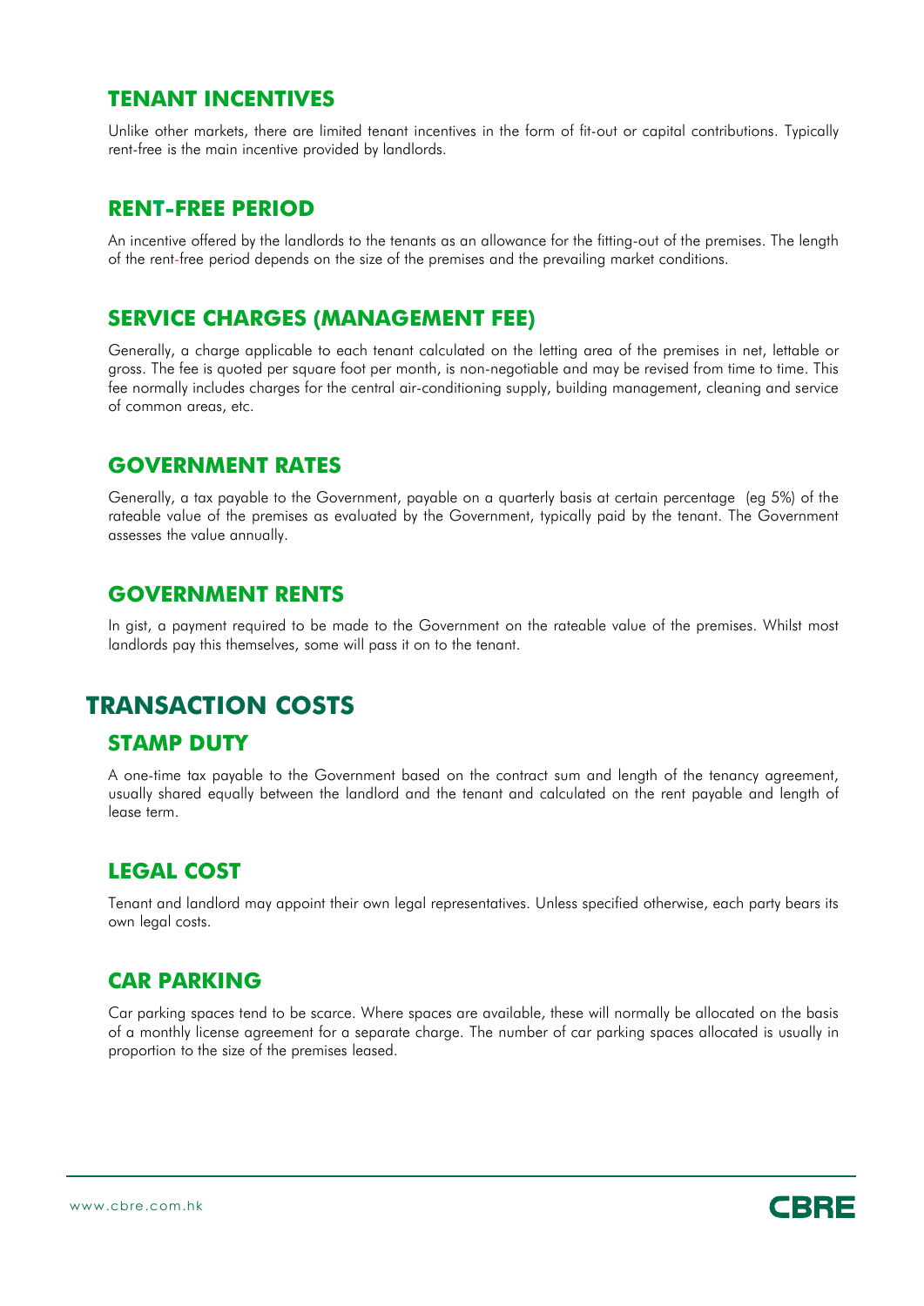## TENANT INCENTIVES

Unlike other markets, there are limited tenant incentives in the form of fit-out or capital contributions. Typically rent-free is the main incentive provided by landlords.

## RENT-FREE PERIOD

An incentive offered by the landlords to the tenants as an allowance for the fitting-out of the premises. The length of the rent-free period depends on the size of the premises and the prevailing market conditions.

## SERVICE CHARGES (MANAGEMENT FEE)

Generally, a charge applicable to each tenant calculated on the letting area of the premises in net, lettable or gross. The fee is quoted per square foot per month, is non-negotiable and may be revised from time to time. This fee normally includes charges for the central air-conditioning supply, building management, cleaning and service of common areas, etc.

## GOVERNMENT RATES

Generally, a tax payable to the Government, payable on a quarterly basis at certain percentage (eg 5%) of the rateable value of the premises as evaluated by the Government, typically paid by the tenant. The Government assesses the value annually.

## GOVERNMENT RENTS

In gist, a payment required to be made to the Government on the rateable value of the premises. Whilst most landlords pay this themselves, some will pass it on to the tenant.

# TRANSACTION COSTS

## STAMP DUTY

A one-time tax payable to the Government based on the contract sum and length of the tenancy agreement, usually shared equally between the landlord and the tenant and calculated on the rent payable and length of lease term.

## LEGAL COST

Tenant and landlord may appoint their own legal representatives. Unless specified otherwise, each party bears its own legal costs.

## CAR PARKING

Car parking spaces tend to be scarce. Where spaces are available, these will normally be allocated on the basis of a monthly license agreement for a separate charge. The number of car parking spaces allocated is usually in proportion to the size of the premises leased.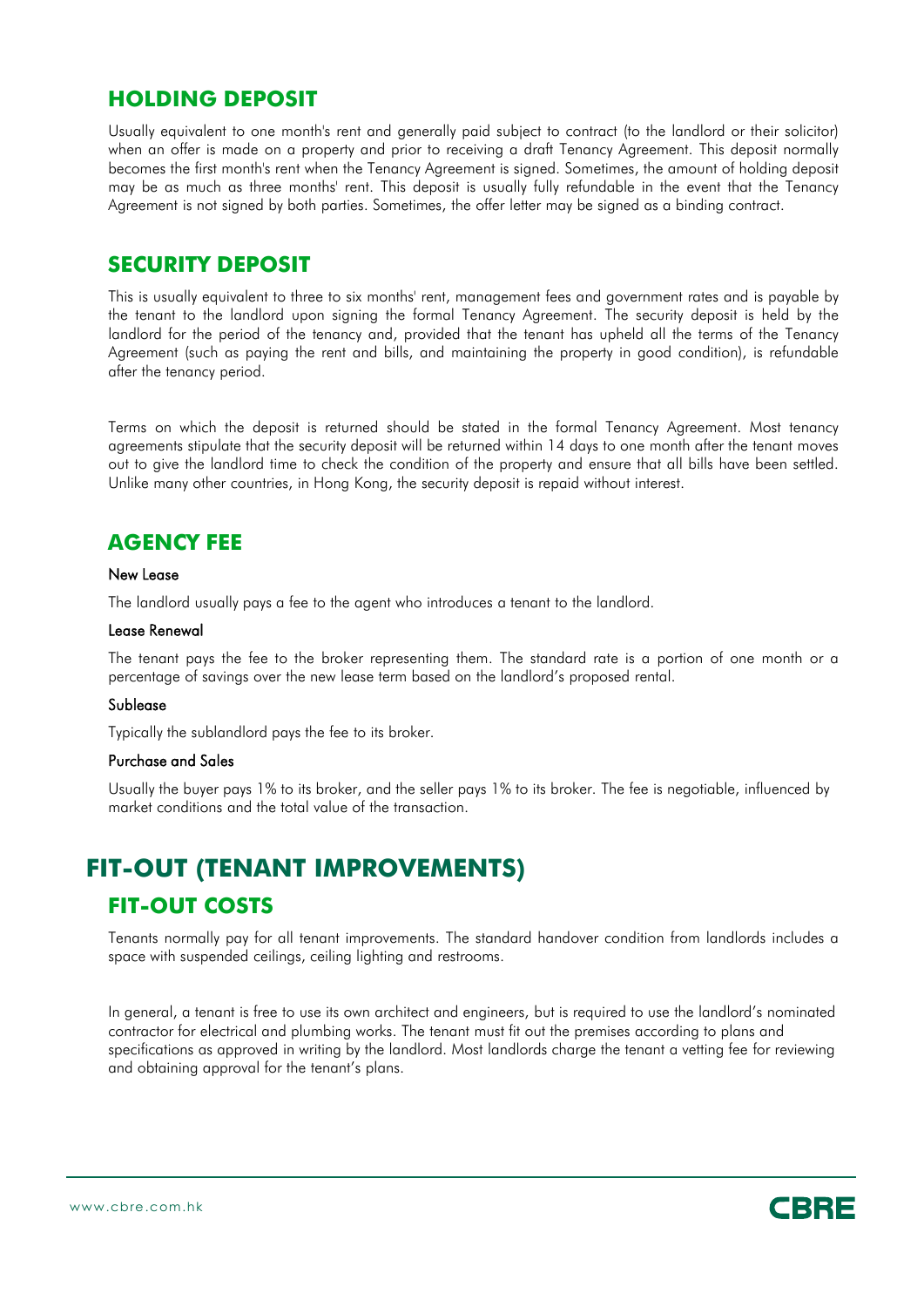## HOLDING DEPOSIT

Usually equivalent to one month's rent and generally paid subject to contract (to the landlord or their solicitor) when an offer is made on a property and prior to receiving a draft Tenancy Agreement. This deposit normally becomes the first month's rent when the Tenancy Agreement is signed. Sometimes, the amount of holding deposit may be as much as three months' rent. This deposit is usually fully refundable in the event that the Tenancy Agreement is not signed by both parties. Sometimes, the offer letter may be signed as a binding contract.

## SECURITY DEPOSIT

This is usually equivalent to three to six months' rent, management fees and government rates and is payable by the tenant to the landlord upon signing the formal Tenancy Agreement. The security deposit is held by the landlord for the period of the tenancy and, provided that the tenant has upheld all the terms of the Tenancy Agreement (such as paying the rent and bills, and maintaining the property in good condition), is refundable after the tenancy period.

Terms on which the deposit is returned should be stated in the formal Tenancy Agreement. Most tenancy agreements stipulate that the security deposit will be returned within 14 days to one month after the tenant moves out to give the landlord time to check the condition of the property and ensure that all bills have been settled. Unlike many other countries, in Hong Kong, the security deposit is repaid without interest.

## AGENCY FEE

### New Lease

The landlord usually pays a fee to the agent who introduces a tenant to the landlord.

### Lease Renewal

The tenant pays the fee to the broker representing them. The standard rate is a portion of one month or a percentage of savings over the new lease term based on the landlord's proposed rental.

### Sublease

Typically the sublandlord pays the fee to its broker.

### Purchase and Sales

Usually the buyer pays 1% to its broker, and the seller pays 1% to its broker. The fee is negotiable, influenced by market conditions and the total value of the transaction.

# FIT-OUT (TENANT IMPROVEMENTS)

## FIT-OUT COSTS

Tenants normally pay for all tenant improvements. The standard handover condition from landlords includes a space with suspended ceilings, ceiling lighting and restrooms.

In general, a tenant is free to use its own architect and engineers, but is required to use the landlord's nominated contractor for electrical and plumbing works. The tenant must fit out the premises according to plans and specifications as approved in writing by the landlord. Most landlords charge the tenant a vetting fee for reviewing and obtaining approval for the tenant's plans.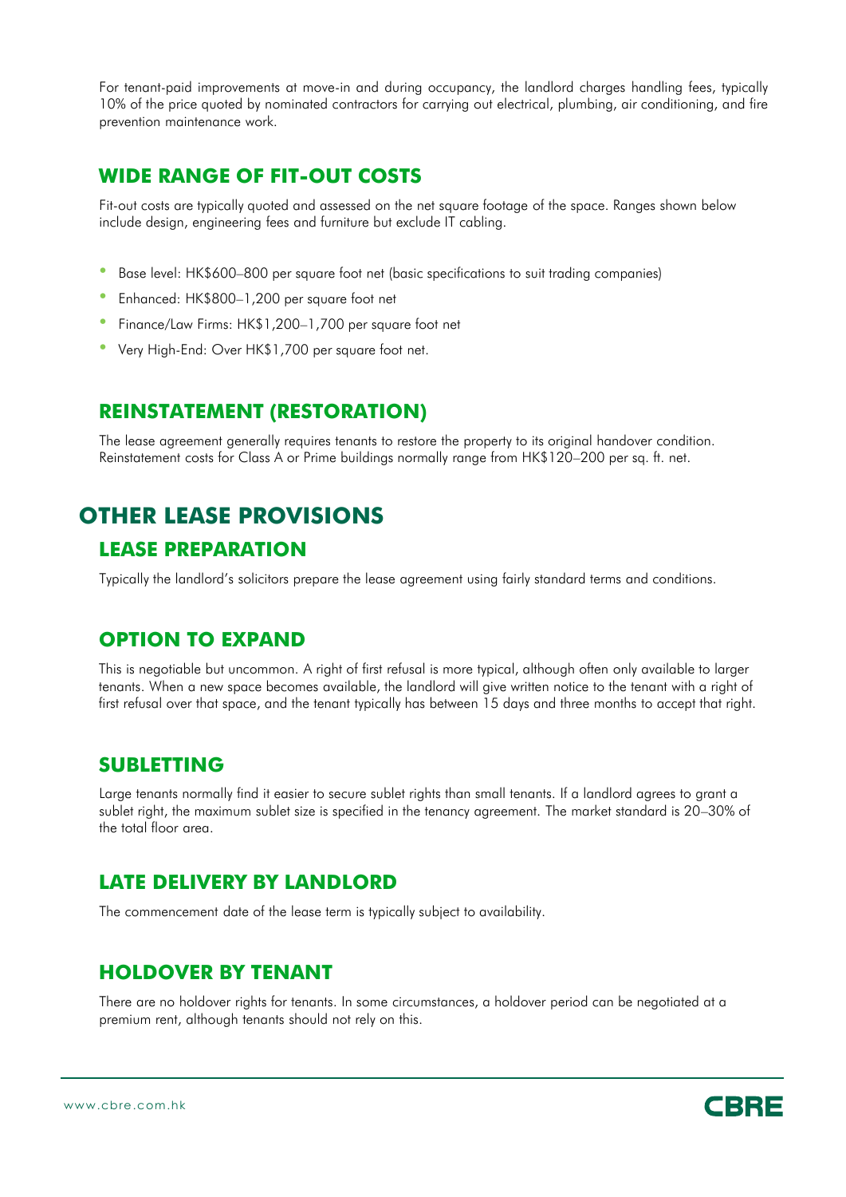For tenant-paid improvements at move-in and during occupancy, the landlord charges handling fees, typically 10% of the price quoted by nominated contractors for carrying out electrical, plumbing, air conditioning, and fire prevention maintenance work.

## WIDE RANGE OF FIT-OUT COSTS

Fit-out costs are typically quoted and assessed on the net square footage of the space. Ranges shown below include design, engineering fees and furniture but exclude IT cabling.

- Base level: HK$600–800 per square foot net (basic specifications to suit trading companies)
- Enhanced: HK$800–1,200 per square foot net
- Finance/Law Firms: HK$1,200–1,700 per square foot net
- Very High-End: Over HK$1,700 per square foot net.

## REINSTATEMENT (RESTORATION)

The lease agreement generally requires tenants to restore the property to its original handover condition. Reinstatement costs for Class A or Prime buildings normally range from HK$120–200 per sq. ft. net.

# OTHER LEASE PROVISIONS

## LEASE PREPARATION

Typically the landlord's solicitors prepare the lease agreement using fairly standard terms and conditions.

## OPTION TO EXPAND

This is negotiable but uncommon. A right of first refusal is more typical, although often only available to larger tenants. When a new space becomes available, the landlord will give written notice to the tenant with a right of first refusal over that space, and the tenant typically has between 15 days and three months to accept that right.

## SUBLETTING

Large tenants normally find it easier to secure sublet rights than small tenants. If a landlord agrees to grant a sublet right, the maximum sublet size is specified in the tenancy agreement. The market standard is 20–30% of the total floor area.

## LATE DELIVERY BY LANDLORD

The commencement date of the lease term is typically subject to availability.

## HOLDOVER BY TENANT

There are no holdover rights for tenants. In some circumstances, a holdover period can be negotiated at a premium rent, although tenants should not rely on this.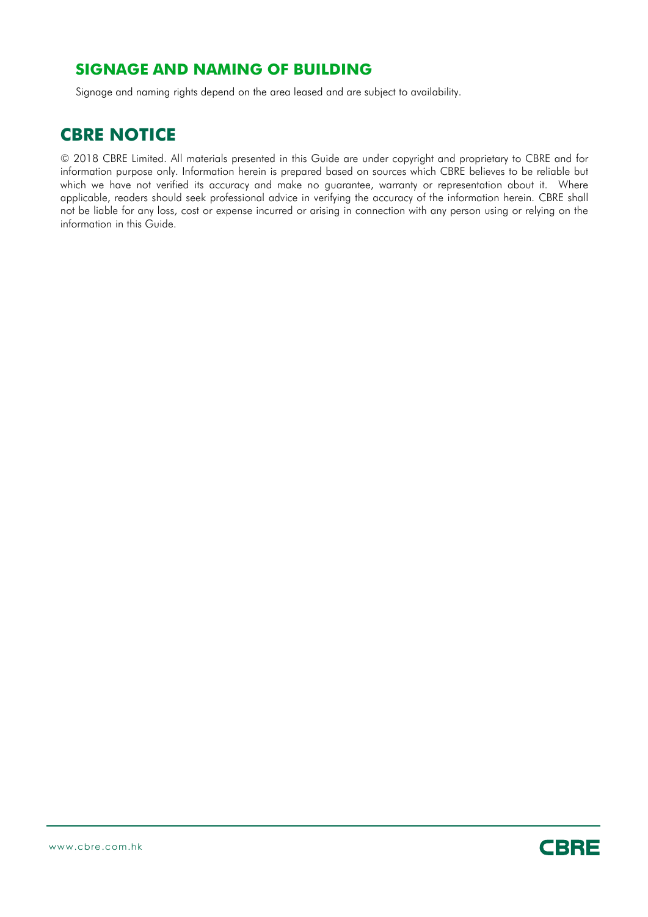## SIGNAGE AND NAMING OF BUILDING

Signage and naming rights depend on the area leased and are subject to availability.

## CBRE NOTICE

© 2018 CBRE Limited. All materials presented in this Guide are under copyright and proprietary to CBRE and for information purpose only. Information herein is prepared based on sources which CBRE believes to be reliable but which we have not verified its accuracy and make no guarantee, warranty or representation about it. Where applicable, readers should seek professional advice in verifying the accuracy of the information herein. CBRE shall not be liable for any loss, cost or expense incurred or arising in connection with any person using or relying on the information in this Guide.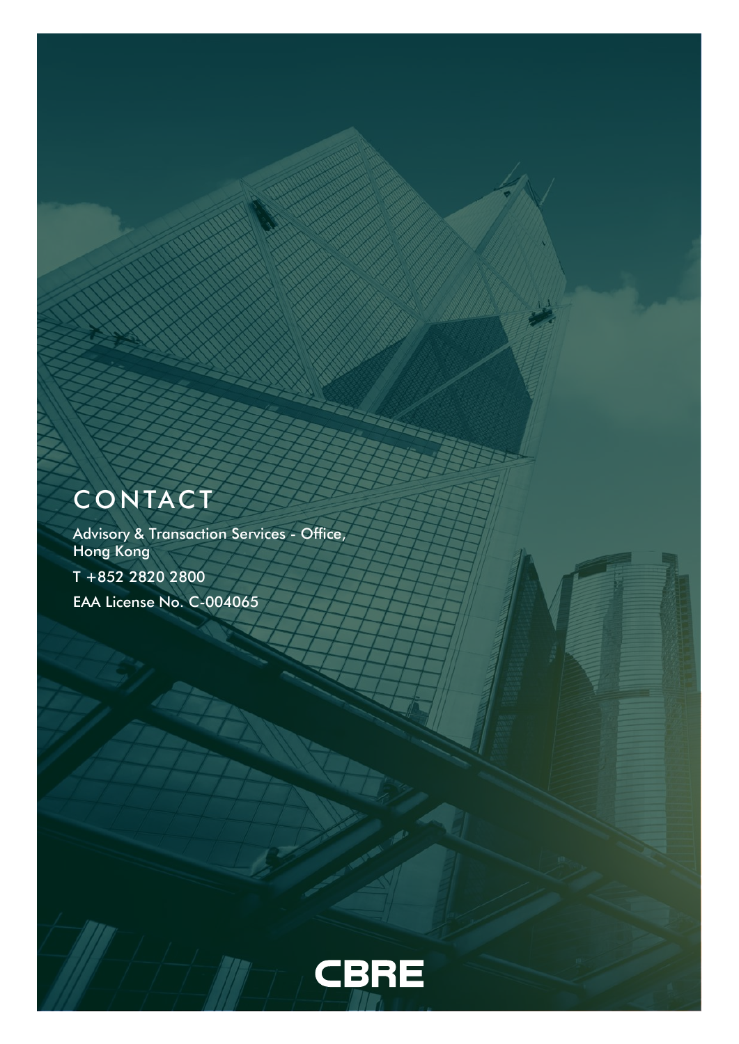# CONTACT

Advisory & Transaction Services - Office, Hong Kong

T +852 2820 2800

EAA License No. C-004065

CBRE